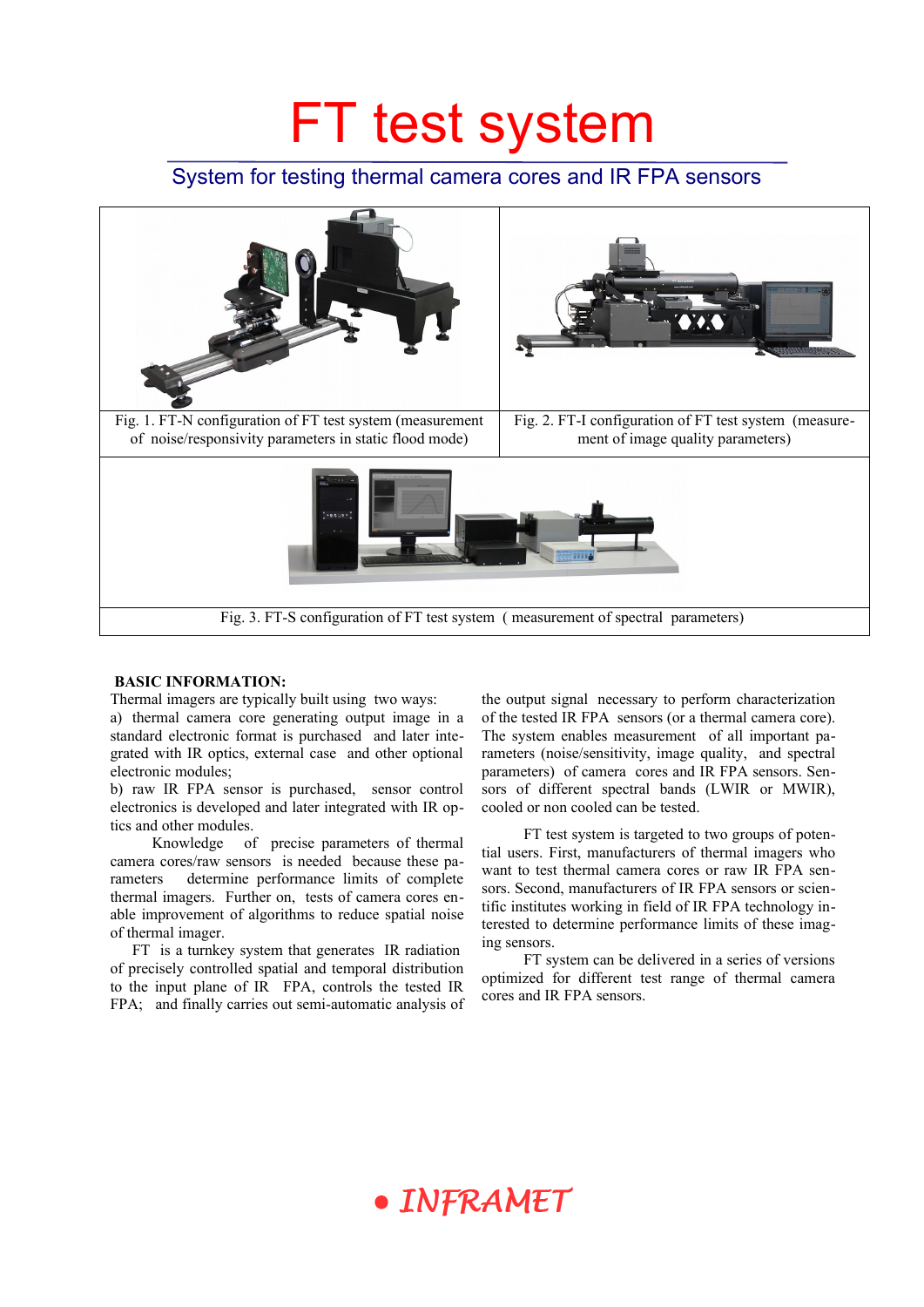# FT test system

## System for testing thermal camera cores and IR FPA sensors

Fig. 1. FT-N configuration of FT test system (measurement of noise/responsivity parameters in static flood mode)

Fig. 2. FT-I configuration of FT test system (measurement of image quality parameters)

Fig. 3. FT-S configuration of FT test system ( measurement of spectral parameters)

**BASIC INFORMATION:**

Thermal imagers are typically built using two ways:

a) thermal camera core generating output image in a standard electronic format is purchased and later integrated with IR optics, external case and other optional electronic modules;

b) raw IR FPA sensor is purchased, sensor control electronics is developed and later integrated with IR optics and other modules.

Knowledge of precise parameters of thermal camera cores/raw sensors is needed because these parameters determine performance limits of complete thermal imagers. Further on, tests of camera cores enable improvement of algorithms to reduce spatial noise of thermal imager.

FT is a turnkey system that generates IR radiation of precisely controlled spatial and temporal distribution to the input plane of IR FPA, controls the tested IR FPA; and finally carries out semi-automatic analysis of the output signal necessary to perform characterization of the tested IR FPA sensors (or a thermal camera core). The system enables measurement of all important parameters (noise/sensitivity, image quality, and spectral parameters) of camera cores and IR FPA sensors. Sensors of different spectral bands (LWIR or MWIR), cooled or non cooled can be tested.

FT test system is targeted to two groups of potential users. First, manufacturers of thermal imagers who want to test thermal camera cores or raw IR FPA sensors. Second, manufacturers of IR FPA sensors or scientific institutes working in field of IR FPA technology interested to determine performance limits of these imaging sensors.

FT system can be delivered in a series of versions optimized for different test range of thermal camera cores and IR FPA sensors.

INFRAMET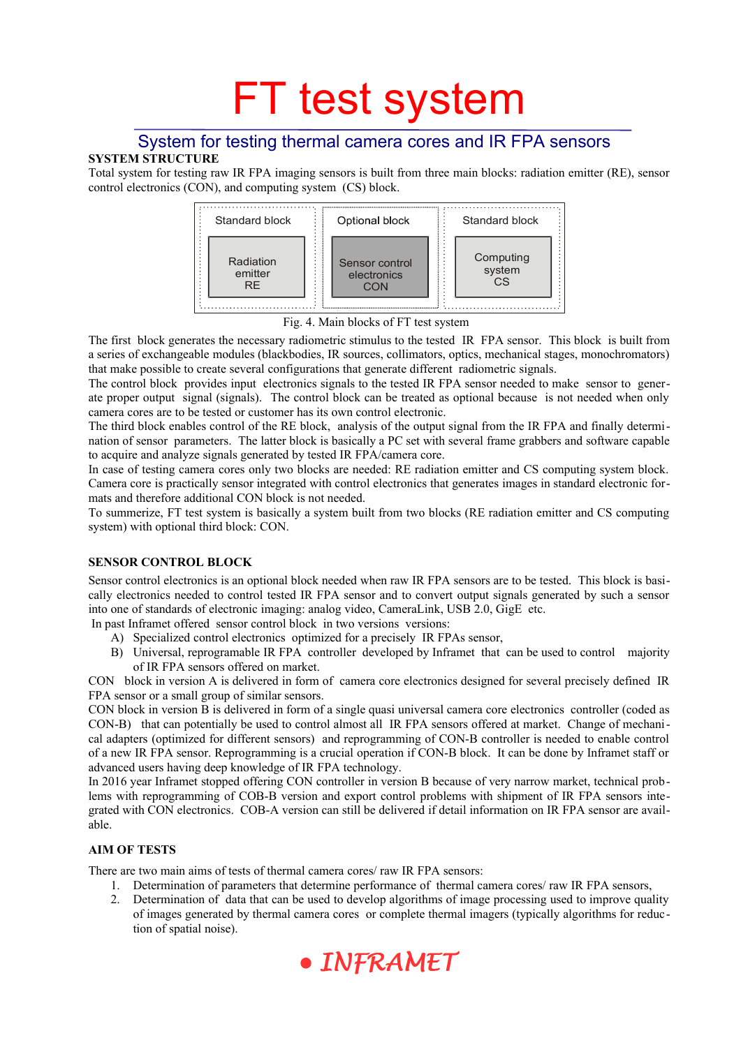# FT test system

## System for testing thermal camera cores and IR FPA sensors

**SYSTEM STRUCTURE**

Total system for testing raw IR FPA imaging sensors is built from three main blocks: radiation emitter (RE), sensor control electronics (CON), and computing system (CS) block.

| Standard block | Optional block | Standard block |
|---|---|---|
| Radiation emitter RE | Sensor control electronics CON | Computing system CS |

Fig. 4. Main blocks of FT test system

The first block generates the necessary radiometric stimulus to the tested IR FPA sensor. This block is built from a series of exchangeable modules (blackbodies, IR sources, collimators, optics, mechanical stages, monochromators) that make possible to create several configurations that generate different radiometric signals.
The control block provides input electronics signals to the tested IR FPA sensor needed to make sensor to generate proper output signal (signals). The control block can be treated as optional because is not needed when only camera cores are to be tested or customer has its own control electronic.
The third block enables control of the RE block, analysis of the output signal from the IR FPA and finally determination of sensor parameters. The latter block is basically a PC set with several frame grabbers and software capable to acquire and analyze signals generated by tested IR FPA/camera core.
In case of testing camera cores only two blocks are needed: RE radiation emitter and CS computing system block. Camera core is practically sensor integrated with control electronics that generates images in standard electronic formats and therefore additional CON block is not needed.
To summerize, FT test system is basically a system built from two blocks (RE radiation emitter and CS computing system) with optional third block: CON.

**SENSOR CONTROL BLOCK**

Sensor control electronics is an optional block needed when raw IR FPA sensors are to be tested. This block is basically electronics needed to control tested IR FPA sensor and to convert output signals generated by such a sensor into one of standards of electronic imaging: analog video, CameraLink, USB 2.0, GigE etc.
In past Inframet offered sensor control block in two versions versions:

A) Specialized control electronics optimized for a precisely IR FPAs sensor,
B) Universal, reprogramable IR FPA controller developed by Inframet that can be used to control majority of IR FPA sensors offered on market.

CON block in version A is delivered in form of camera core electronics designed for several precisely defined IR FPA sensor or a small group of similar sensors.
CON block in version B is delivered in form of a single quasi universal camera core electronics controller (coded as CON-B) that can potentially be used to control almost all IR FPA sensors offered at market. Change of mechanical adapters (optimized for different sensors) and reprogramming of CON-B controller is needed to enable control of a new IR FPA sensor. Reprogramming is a crucial operation if CON-B block. It can be done by Inframet staff or advanced users having deep knowledge of IR FPA technology.
In 2016 year Inframet stopped offering CON controller in version B because of very narrow market, technical problems with reprogramming of COB-B version and export control problems with shipment of IR FPA sensors integrated with CON electronics. COB-A version can still be delivered if detail information on IR FPA sensor are available.

**AIM OF TESTS**

There are two main aims of tests of thermal camera cores/ raw IR FPA sensors:

1. Determination of parameters that determine performance of thermal camera cores/ raw IR FPA sensors,
2. Determination of data that can be used to develop algorithms of image processing used to improve quality of images generated by thermal camera cores or complete thermal imagers (typically algorithms for reduction of spatial noise).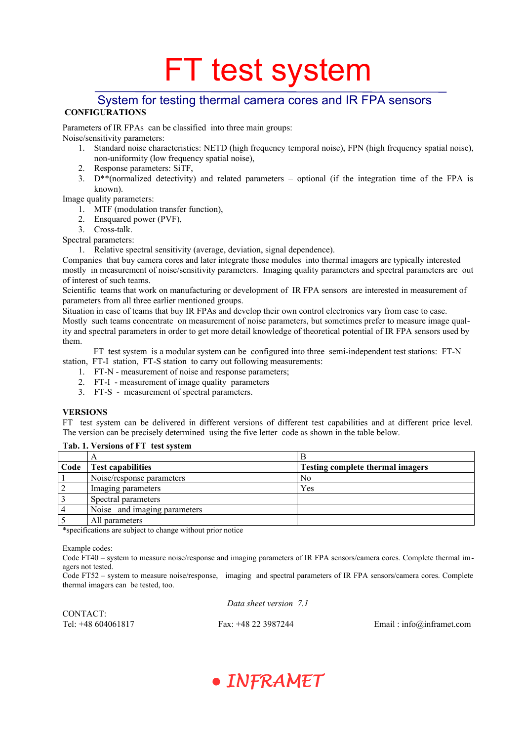# FT test system

## System for testing thermal camera cores and IR FPA sensors

**CONFIGURATIONS**

Parameters of IR FPAs can be classified into three main groups:

Noise/sensitivity parameters:

1. Standard noise characteristics: NETD (high frequency temporal noise), FPN (high frequency spatial noise), non-uniformity (low frequency spatial noise),
2. Response parameters: SiTF,
3. D**(normalized detectivity) and related parameters – optional (if the integration time of the FPA is known).

Image quality parameters:

1. MTF (modulation transfer function),
2. Ensquared power (PVF),
3. Cross-talk.

Spectral parameters:

1. Relative spectral sensitivity (average, deviation, signal dependence).

Companies that buy camera cores and later integrate these modules into thermal imagers are typically interested mostly in measurement of noise/sensitivity parameters. Imaging quality parameters and spectral parameters are out of interest of such teams.

Scientific teams that work on manufacturing or development of IR FPA sensors are interested in measurement of parameters from all three earlier mentioned groups.

Situation in case of teams that buy IR FPAs and develop their own control electronics vary from case to case. Mostly such teams concentrate on measurement of noise parameters, but sometimes prefer to measure image quality and spectral parameters in order to get more detail knowledge of theoretical potential of IR FPA sensors used by them.

FT test system is a modular system can be configured into three semi-independent test stations: FT-N station, FT-I station, FT-S station to carry out following measurements:

1. FT-N - measurement of noise and response parameters;
2. FT-I - measurement of image quality parameters
3. FT-S - measurement of spectral parameters.

**VERSIONS**

FT test system can be delivered in different versions of different test capabilities and at different price level. The version can be precisely determined using the five letter code as shown in the table below.

**Tab. 1. Versions of FT test system**

| | A | B |
|---|---|---|
| **Code** | **Test capabilities** | **Testing complete thermal imagers** |
| 1 | Noise/response parameters | No |
| 2 | Imaging parameters | Yes |
| 3 | Spectral parameters | |
| 4 | Noise and imaging parameters | |
| 5 | All parameters | |

*specifications are subject to change without prior notice

Example codes:

Code FT40 – system to measure noise/response and imaging parameters of IR FPA sensors/camera cores. Complete thermal imagers not tested.

Code FT52 – system to measure noise/response, imaging and spectral parameters of IR FPA sensors/camera cores. Complete thermal imagers can be tested, too.

*Data sheet version 7.1*

CONTACT:

Tel: +48 604061817 Fax: +48 22 3987244 Email : info@inframet.com

INFRAMET